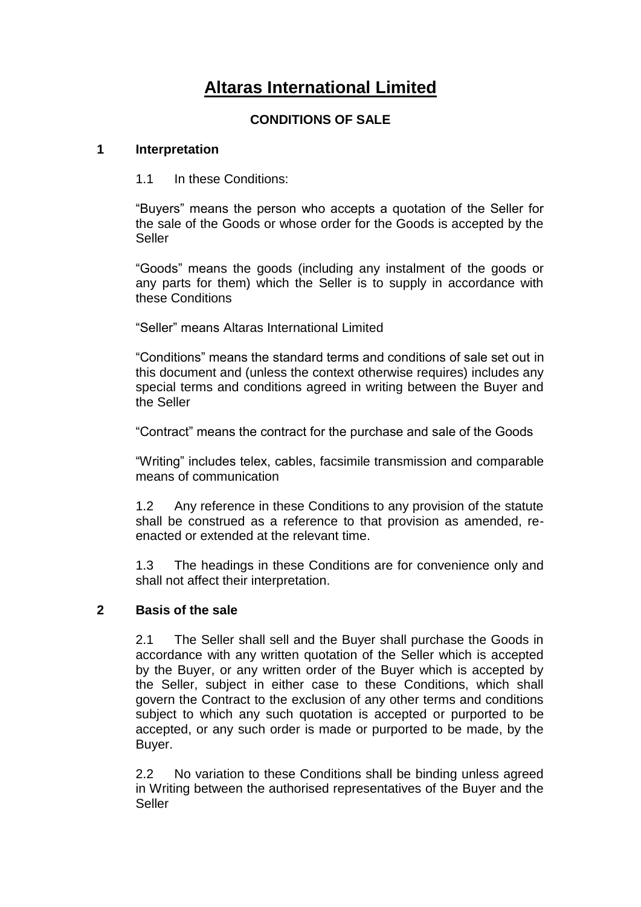# Altaras International Limited

## CONDITIONS OF SALE

### 1 Interpretation

1.1 In these Conditions:

"Buyers" means the person who accepts a quotation of the Seller for the sale of the Goods or whose order for the Goods is accepted by the Seller

"Goods" means the goods (including any instalment of the goods or any parts for them) which the Seller is to supply in accordance with these Conditions

"Seller" means Altaras International Limited

"Conditions" means the standard terms and conditions of sale set out in this document and (unless the context otherwise requires) includes any special terms and conditions agreed in writing between the Buyer and the Seller

"Contract" means the contract for the purchase and sale of the Goods

"Writing" includes telex, cables, facsimile transmission and comparable means of communication

1.2 Any reference in these Conditions to any provision of the statute shall be construed as a reference to that provision as amended, re-enacted or extended at the relevant time.

1.3 The headings in these Conditions are for convenience only and shall not affect their interpretation.

### 2 Basis of the sale

2.1 The Seller shall sell and the Buyer shall purchase the Goods in accordance with any written quotation of the Seller which is accepted by the Buyer, or any written order of the Buyer which is accepted by the Seller, subject in either case to these Conditions, which shall govern the Contract to the exclusion of any other terms and conditions subject to which any such quotation is accepted or purported to be accepted, or any such order is made or purported to be made, by the Buyer.

2.2 No variation to these Conditions shall be binding unless agreed in Writing between the authorised representatives of the Buyer and the Seller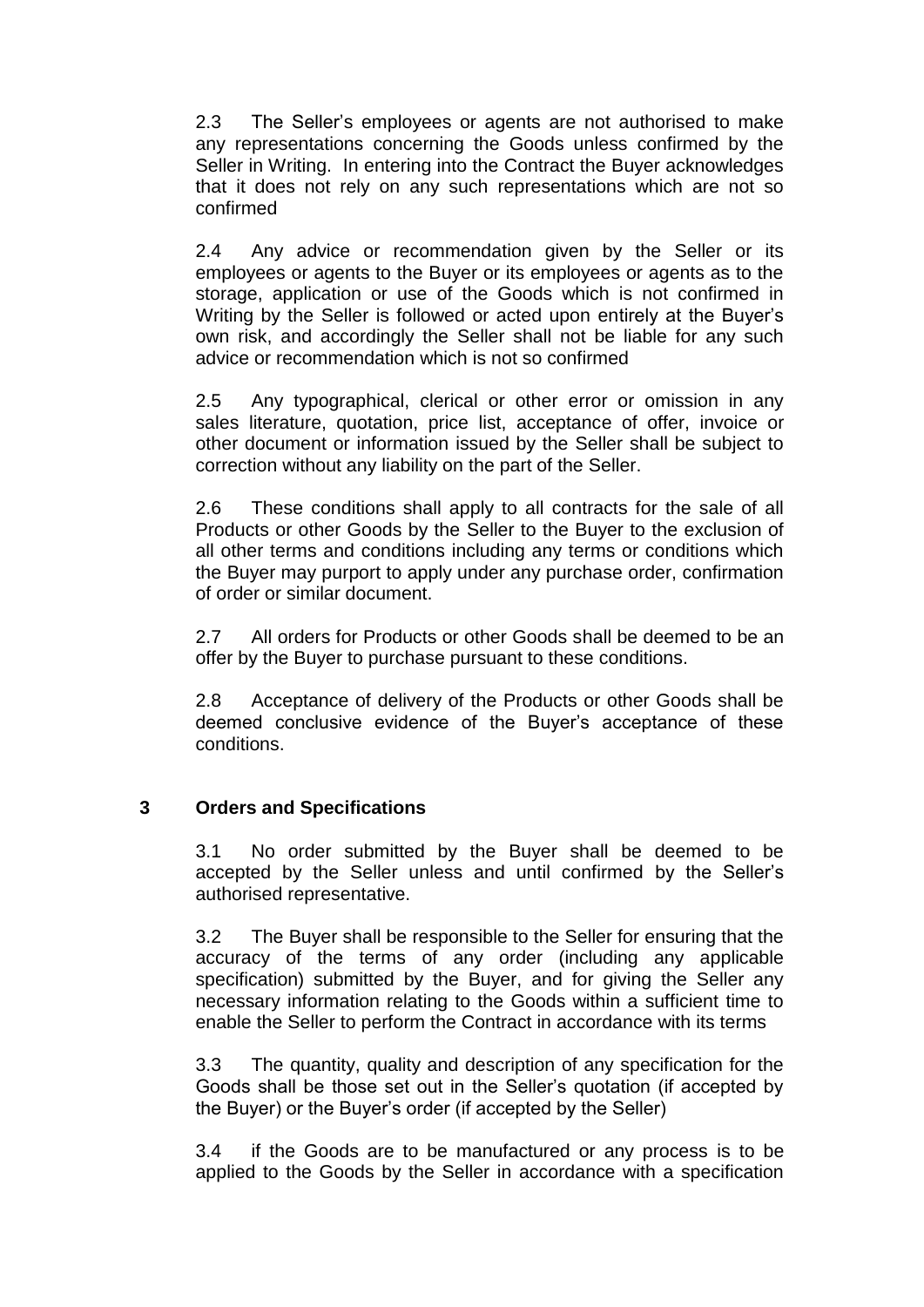2.3 The Seller's employees or agents are not authorised to make any representations concerning the Goods unless confirmed by the Seller in Writing. In entering into the Contract the Buyer acknowledges that it does not rely on any such representations which are not so confirmed

2.4 Any advice or recommendation given by the Seller or its employees or agents to the Buyer or its employees or agents as to the storage, application or use of the Goods which is not confirmed in Writing by the Seller is followed or acted upon entirely at the Buyer's own risk, and accordingly the Seller shall not be liable for any such advice or recommendation which is not so confirmed

2.5 Any typographical, clerical or other error or omission in any sales literature, quotation, price list, acceptance of offer, invoice or other document or information issued by the Seller shall be subject to correction without any liability on the part of the Seller.

2.6 These conditions shall apply to all contracts for the sale of all Products or other Goods by the Seller to the Buyer to the exclusion of all other terms and conditions including any terms or conditions which the Buyer may purport to apply under any purchase order, confirmation of order or similar document.

2.7 All orders for Products or other Goods shall be deemed to be an offer by the Buyer to purchase pursuant to these conditions.

2.8 Acceptance of delivery of the Products or other Goods shall be deemed conclusive evidence of the Buyer's acceptance of these conditions.

## 3 Orders and Specifications

3.1 No order submitted by the Buyer shall be deemed to be accepted by the Seller unless and until confirmed by the Seller's authorised representative.

3.2 The Buyer shall be responsible to the Seller for ensuring that the accuracy of the terms of any order (including any applicable specification) submitted by the Buyer, and for giving the Seller any necessary information relating to the Goods within a sufficient time to enable the Seller to perform the Contract in accordance with its terms

3.3 The quantity, quality and description of any specification for the Goods shall be those set out in the Seller's quotation (if accepted by the Buyer) or the Buyer's order (if accepted by the Seller)

3.4 if the Goods are to be manufactured or any process is to be applied to the Goods by the Seller in accordance with a specification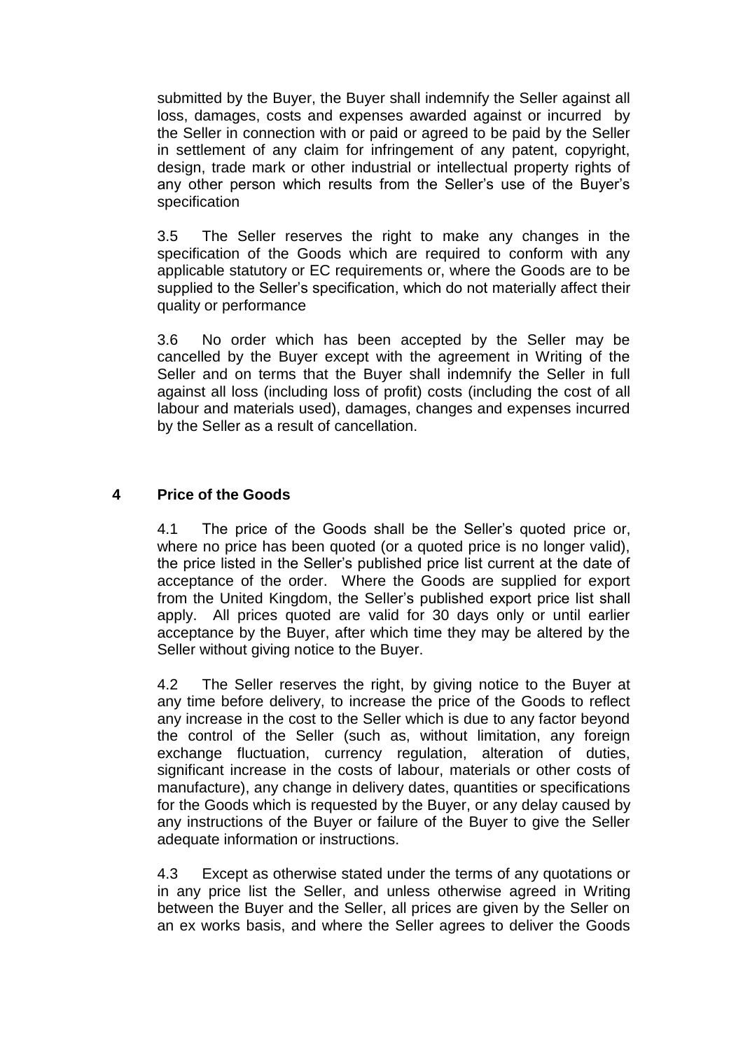submitted by the Buyer, the Buyer shall indemnify the Seller against all loss, damages, costs and expenses awarded against or incurred by the Seller in connection with or paid or agreed to be paid by the Seller in settlement of any claim for infringement of any patent, copyright, design, trade mark or other industrial or intellectual property rights of any other person which results from the Seller's use of the Buyer's specification

3.5 The Seller reserves the right to make any changes in the specification of the Goods which are required to conform with any applicable statutory or EC requirements or, where the Goods are to be supplied to the Seller's specification, which do not materially affect their quality or performance

3.6 No order which has been accepted by the Seller may be cancelled by the Buyer except with the agreement in Writing of the Seller and on terms that the Buyer shall indemnify the Seller in full against all loss (including loss of profit) costs (including the cost of all labour and materials used), damages, changes and expenses incurred by the Seller as a result of cancellation.

## 4 Price of the Goods

4.1 The price of the Goods shall be the Seller's quoted price or, where no price has been quoted (or a quoted price is no longer valid), the price listed in the Seller's published price list current at the date of acceptance of the order. Where the Goods are supplied for export from the United Kingdom, the Seller's published export price list shall apply. All prices quoted are valid for 30 days only or until earlier acceptance by the Buyer, after which time they may be altered by the Seller without giving notice to the Buyer.

4.2 The Seller reserves the right, by giving notice to the Buyer at any time before delivery, to increase the price of the Goods to reflect any increase in the cost to the Seller which is due to any factor beyond the control of the Seller (such as, without limitation, any foreign exchange fluctuation, currency regulation, alteration of duties, significant increase in the costs of labour, materials or other costs of manufacture), any change in delivery dates, quantities or specifications for the Goods which is requested by the Buyer, or any delay caused by any instructions of the Buyer or failure of the Buyer to give the Seller adequate information or instructions.

4.3 Except as otherwise stated under the terms of any quotations or in any price list the Seller, and unless otherwise agreed in Writing between the Buyer and the Seller, all prices are given by the Seller on an ex works basis, and where the Seller agrees to deliver the Goods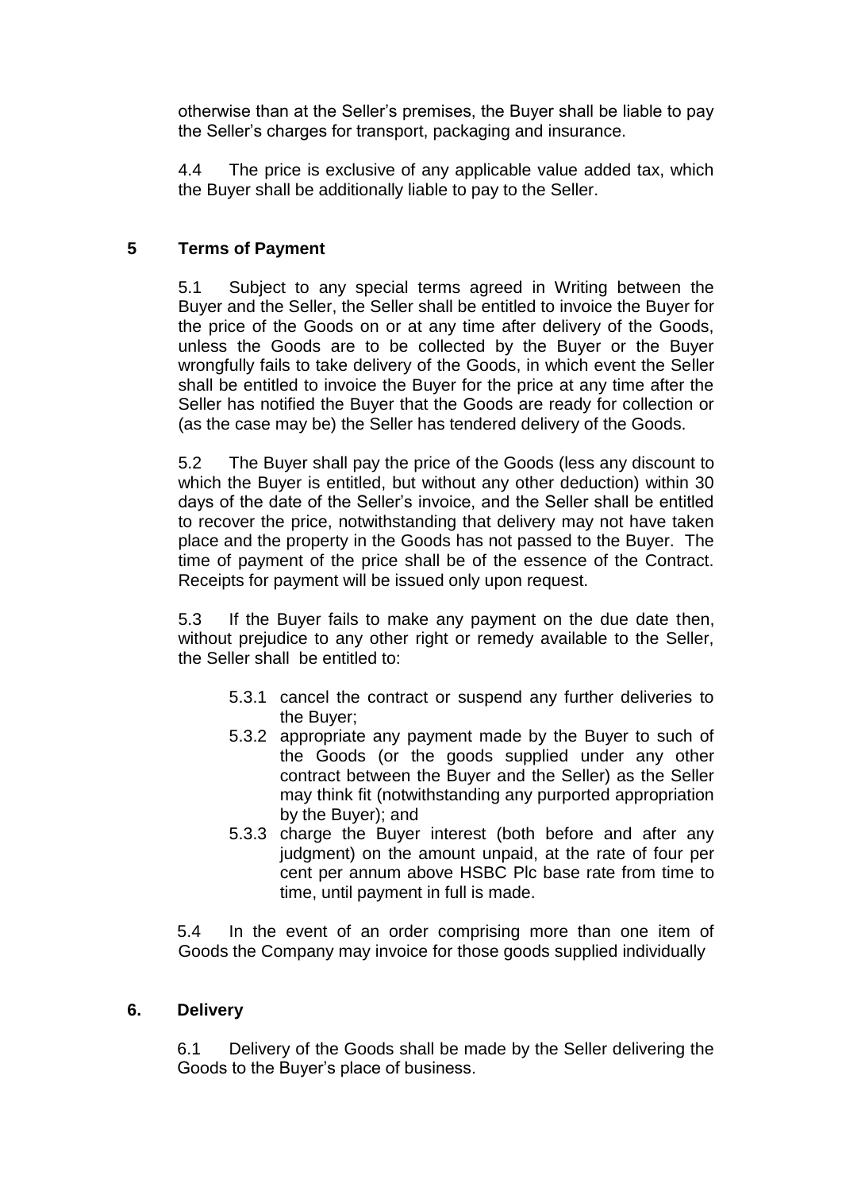otherwise than at the Seller's premises, the Buyer shall be liable to pay the Seller's charges for transport, packaging and insurance.

4.4 The price is exclusive of any applicable value added tax, which the Buyer shall be additionally liable to pay to the Seller.

## 5 Terms of Payment

5.1 Subject to any special terms agreed in Writing between the Buyer and the Seller, the Seller shall be entitled to invoice the Buyer for the price of the Goods on or at any time after delivery of the Goods, unless the Goods are to be collected by the Buyer or the Buyer wrongfully fails to take delivery of the Goods, in which event the Seller shall be entitled to invoice the Buyer for the price at any time after the Seller has notified the Buyer that the Goods are ready for collection or (as the case may be) the Seller has tendered delivery of the Goods.

5.2 The Buyer shall pay the price of the Goods (less any discount to which the Buyer is entitled, but without any other deduction) within 30 days of the date of the Seller's invoice, and the Seller shall be entitled to recover the price, notwithstanding that delivery may not have taken place and the property in the Goods has not passed to the Buyer. The time of payment of the price shall be of the essence of the Contract. Receipts for payment will be issued only upon request.

5.3 If the Buyer fails to make any payment on the due date then, without prejudice to any other right or remedy available to the Seller, the Seller shall be entitled to:

- 5.3.1 cancel the contract or suspend any further deliveries to the Buyer;
- 5.3.2 appropriate any payment made by the Buyer to such of the Goods (or the goods supplied under any other contract between the Buyer and the Seller) as the Seller may think fit (notwithstanding any purported appropriation by the Buyer); and
- 5.3.3 charge the Buyer interest (both before and after any judgment) on the amount unpaid, at the rate of four per cent per annum above HSBC Plc base rate from time to time, until payment in full is made.

5.4 In the event of an order comprising more than one item of Goods the Company may invoice for those goods supplied individually

## 6. Delivery

6.1 Delivery of the Goods shall be made by the Seller delivering the Goods to the Buyer's place of business.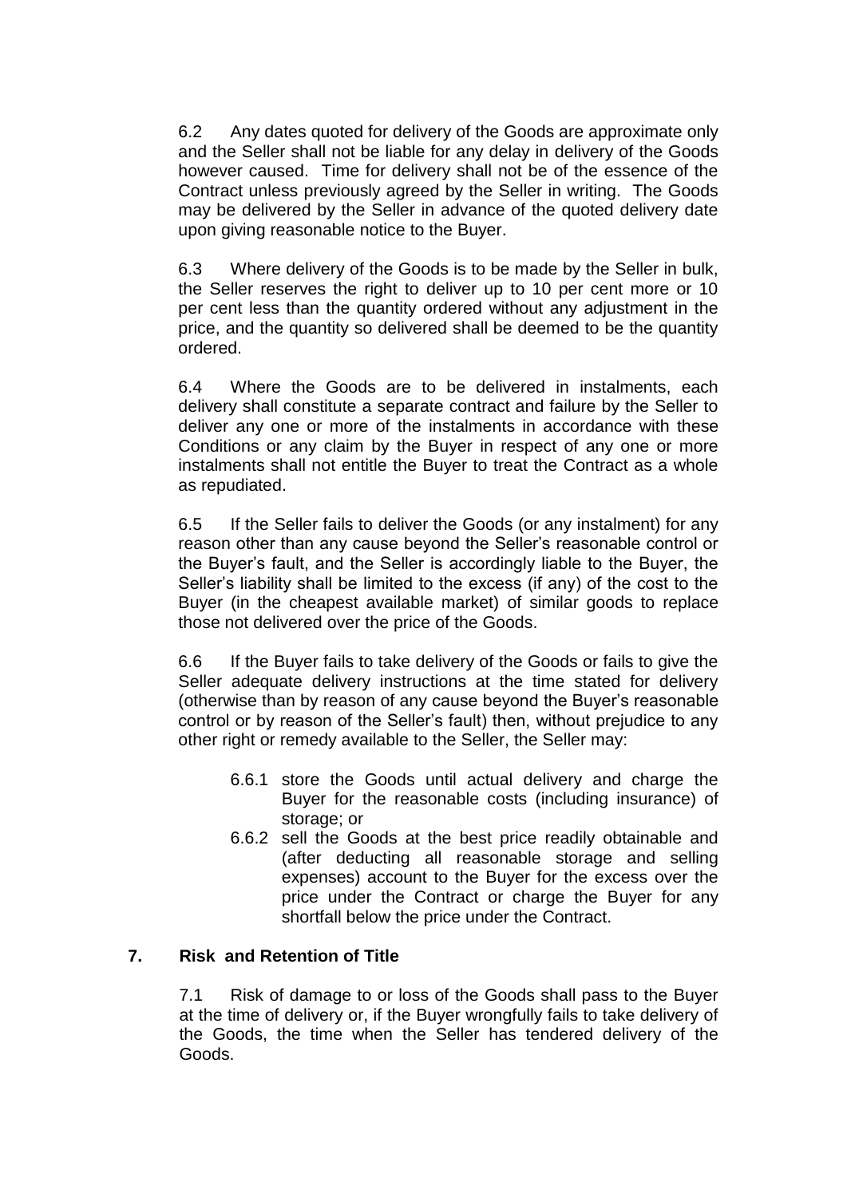6.2 Any dates quoted for delivery of the Goods are approximate only and the Seller shall not be liable for any delay in delivery of the Goods however caused. Time for delivery shall not be of the essence of the Contract unless previously agreed by the Seller in writing. The Goods may be delivered by the Seller in advance of the quoted delivery date upon giving reasonable notice to the Buyer.

6.3 Where delivery of the Goods is to be made by the Seller in bulk, the Seller reserves the right to deliver up to 10 per cent more or 10 per cent less than the quantity ordered without any adjustment in the price, and the quantity so delivered shall be deemed to be the quantity ordered.

6.4 Where the Goods are to be delivered in instalments, each delivery shall constitute a separate contract and failure by the Seller to deliver any one or more of the instalments in accordance with these Conditions or any claim by the Buyer in respect of any one or more instalments shall not entitle the Buyer to treat the Contract as a whole as repudiated.

6.5 If the Seller fails to deliver the Goods (or any instalment) for any reason other than any cause beyond the Seller's reasonable control or the Buyer's fault, and the Seller is accordingly liable to the Buyer, the Seller's liability shall be limited to the excess (if any) of the cost to the Buyer (in the cheapest available market) of similar goods to replace those not delivered over the price of the Goods.

6.6 If the Buyer fails to take delivery of the Goods or fails to give the Seller adequate delivery instructions at the time stated for delivery (otherwise than by reason of any cause beyond the Buyer's reasonable control or by reason of the Seller's fault) then, without prejudice to any other right or remedy available to the Seller, the Seller may:

- 6.6.1 store the Goods until actual delivery and charge the Buyer for the reasonable costs (including insurance) of storage; or
- 6.6.2 sell the Goods at the best price readily obtainable and (after deducting all reasonable storage and selling expenses) account to the Buyer for the excess over the price under the Contract or charge the Buyer for any shortfall below the price under the Contract.

## 7. Risk and Retention of Title

7.1 Risk of damage to or loss of the Goods shall pass to the Buyer at the time of delivery or, if the Buyer wrongfully fails to take delivery of the Goods, the time when the Seller has tendered delivery of the Goods.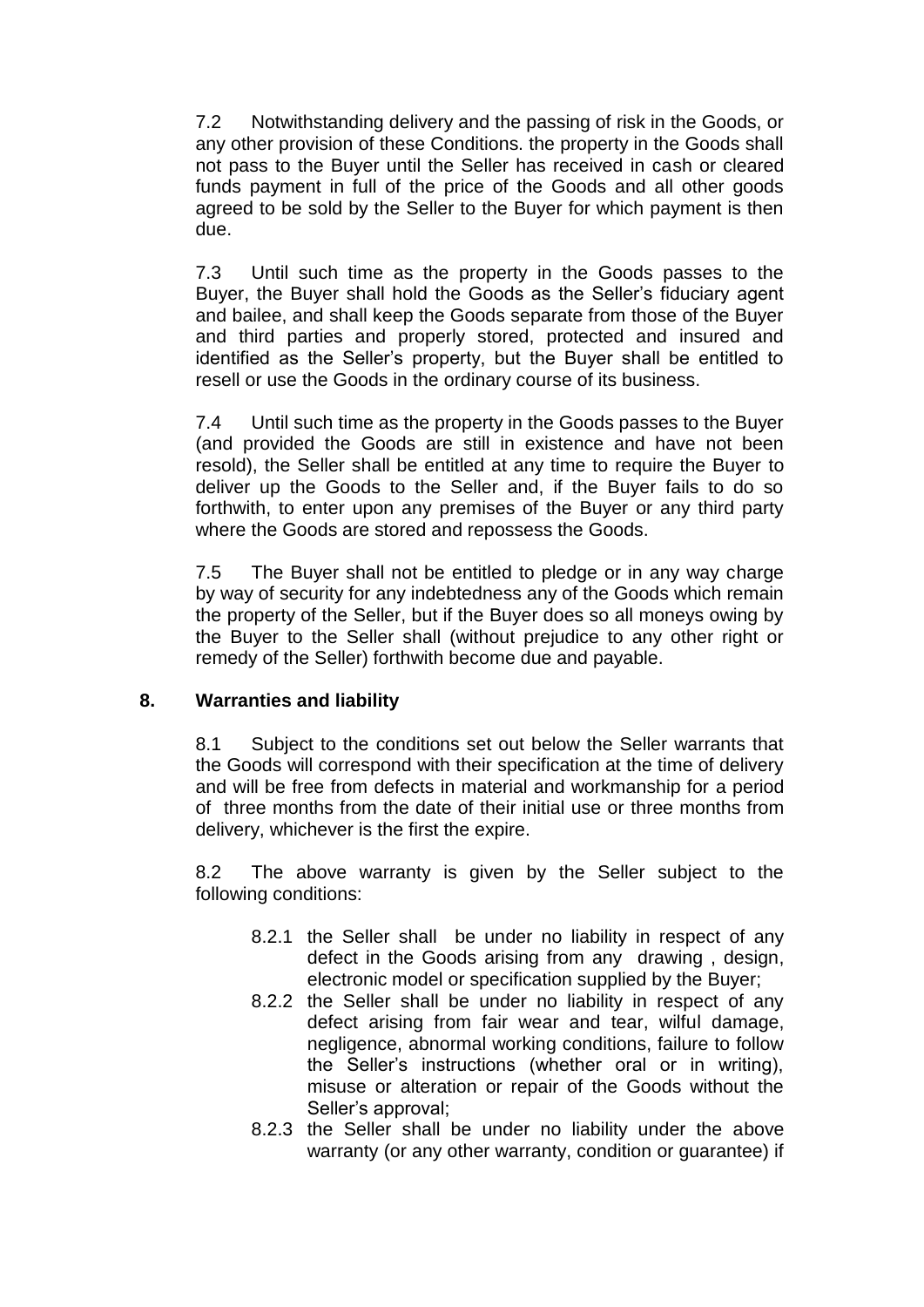7.2 Notwithstanding delivery and the passing of risk in the Goods, or any other provision of these Conditions. the property in the Goods shall not pass to the Buyer until the Seller has received in cash or cleared funds payment in full of the price of the Goods and all other goods agreed to be sold by the Seller to the Buyer for which payment is then due.

7.3 Until such time as the property in the Goods passes to the Buyer, the Buyer shall hold the Goods as the Seller's fiduciary agent and bailee, and shall keep the Goods separate from those of the Buyer and third parties and properly stored, protected and insured and identified as the Seller's property, but the Buyer shall be entitled to resell or use the Goods in the ordinary course of its business.

7.4 Until such time as the property in the Goods passes to the Buyer (and provided the Goods are still in existence and have not been resold), the Seller shall be entitled at any time to require the Buyer to deliver up the Goods to the Seller and, if the Buyer fails to do so forthwith, to enter upon any premises of the Buyer or any third party where the Goods are stored and repossess the Goods.

7.5 The Buyer shall not be entitled to pledge or in any way charge by way of security for any indebtedness any of the Goods which remain the property of the Seller, but if the Buyer does so all moneys owing by the Buyer to the Seller shall (without prejudice to any other right or remedy of the Seller) forthwith become due and payable.

## 8. Warranties and liability

8.1 Subject to the conditions set out below the Seller warrants that the Goods will correspond with their specification at the time of delivery and will be free from defects in material and workmanship for a period of three months from the date of their initial use or three months from delivery, whichever is the first the expire.

8.2 The above warranty is given by the Seller subject to the following conditions:

- 8.2.1 the Seller shall be under no liability in respect of any defect in the Goods arising from any drawing , design, electronic model or specification supplied by the Buyer;
- 8.2.2 the Seller shall be under no liability in respect of any defect arising from fair wear and tear, wilful damage, negligence, abnormal working conditions, failure to follow the Seller's instructions (whether oral or in writing), misuse or alteration or repair of the Goods without the Seller's approval;
- 8.2.3 the Seller shall be under no liability under the above warranty (or any other warranty, condition or guarantee) if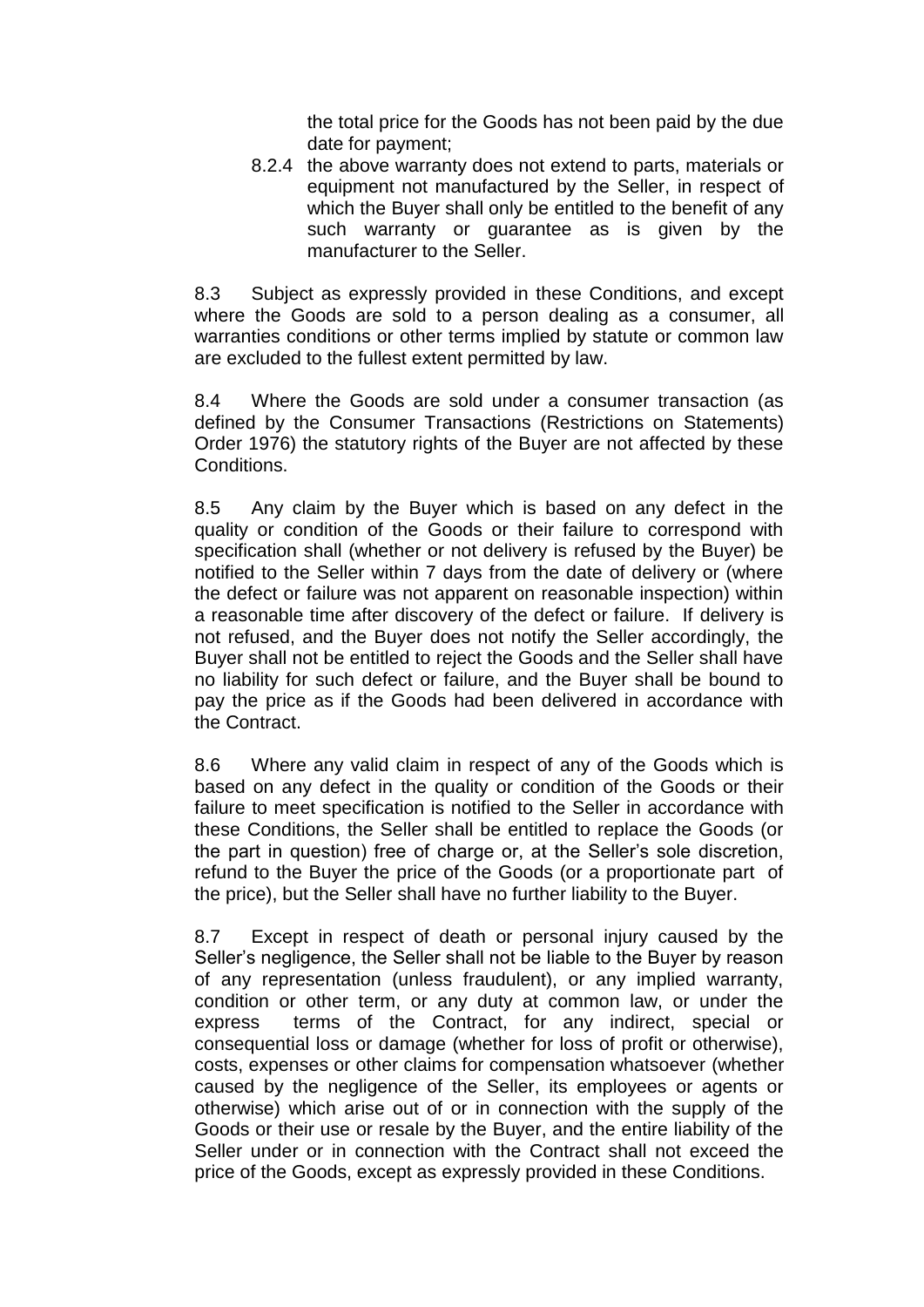the total price for the Goods has not been paid by the due date for payment;

8.2.4 the above warranty does not extend to parts, materials or equipment not manufactured by the Seller, in respect of which the Buyer shall only be entitled to the benefit of any such warranty or guarantee as is given by the manufacturer to the Seller.

8.3 Subject as expressly provided in these Conditions, and except where the Goods are sold to a person dealing as a consumer, all warranties conditions or other terms implied by statute or common law are excluded to the fullest extent permitted by law.

8.4 Where the Goods are sold under a consumer transaction (as defined by the Consumer Transactions (Restrictions on Statements) Order 1976) the statutory rights of the Buyer are not affected by these Conditions.

8.5 Any claim by the Buyer which is based on any defect in the quality or condition of the Goods or their failure to correspond with specification shall (whether or not delivery is refused by the Buyer) be notified to the Seller within 7 days from the date of delivery or (where the defect or failure was not apparent on reasonable inspection) within a reasonable time after discovery of the defect or failure. If delivery is not refused, and the Buyer does not notify the Seller accordingly, the Buyer shall not be entitled to reject the Goods and the Seller shall have no liability for such defect or failure, and the Buyer shall be bound to pay the price as if the Goods had been delivered in accordance with the Contract.

8.6 Where any valid claim in respect of any of the Goods which is based on any defect in the quality or condition of the Goods or their failure to meet specification is notified to the Seller in accordance with these Conditions, the Seller shall be entitled to replace the Goods (or the part in question) free of charge or, at the Seller's sole discretion, refund to the Buyer the price of the Goods (or a proportionate part of the price), but the Seller shall have no further liability to the Buyer.

8.7 Except in respect of death or personal injury caused by the Seller's negligence, the Seller shall not be liable to the Buyer by reason of any representation (unless fraudulent), or any implied warranty, condition or other term, or any duty at common law, or under the express terms of the Contract, for any indirect, special or consequential loss or damage (whether for loss of profit or otherwise), costs, expenses or other claims for compensation whatsoever (whether caused by the negligence of the Seller, its employees or agents or otherwise) which arise out of or in connection with the supply of the Goods or their use or resale by the Buyer, and the entire liability of the Seller under or in connection with the Contract shall not exceed the price of the Goods, except as expressly provided in these Conditions.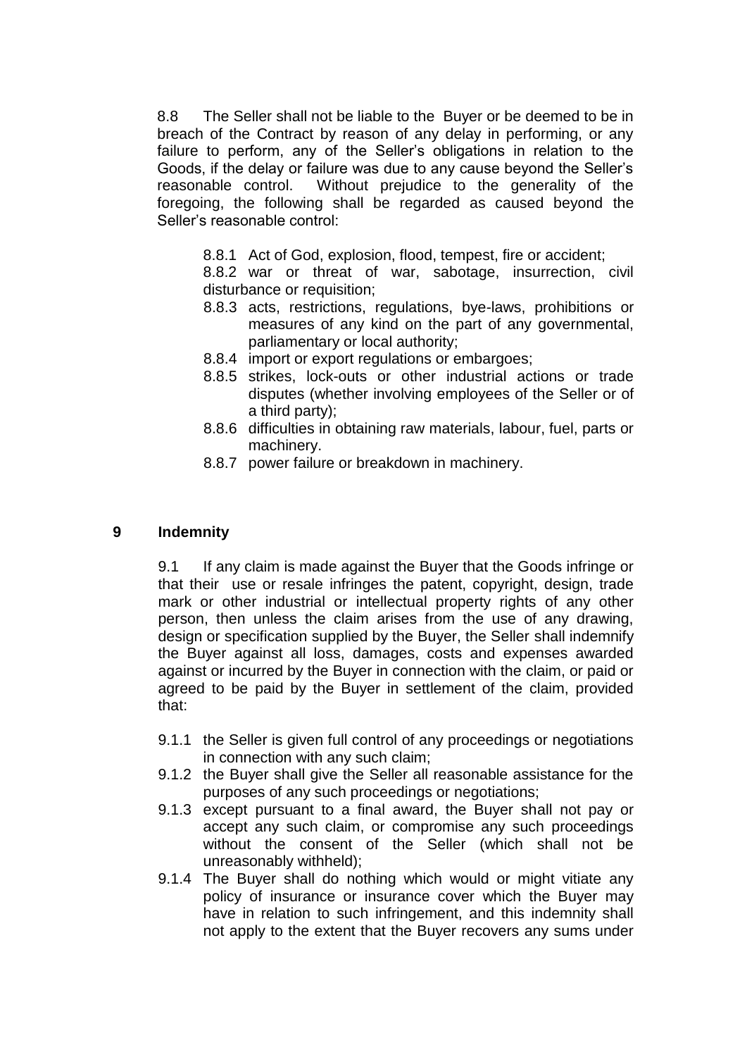8.8 The Seller shall not be liable to the Buyer or be deemed to be in breach of the Contract by reason of any delay in performing, or any failure to perform, any of the Seller's obligations in relation to the Goods, if the delay or failure was due to any cause beyond the Seller's reasonable control. Without prejudice to the generality of the foregoing, the following shall be regarded as caused beyond the Seller's reasonable control:

8.8.1 Act of God, explosion, flood, tempest, fire or accident;

8.8.2 war or threat of war, sabotage, insurrection, civil disturbance or requisition;

8.8.3 acts, restrictions, regulations, bye-laws, prohibitions or measures of any kind on the part of any governmental, parliamentary or local authority;

8.8.4 import or export regulations or embargoes;

8.8.5 strikes, lock-outs or other industrial actions or trade disputes (whether involving employees of the Seller or of a third party);

8.8.6 difficulties in obtaining raw materials, labour, fuel, parts or machinery.

8.8.7 power failure or breakdown in machinery.

## 9 Indemnity

9.1 If any claim is made against the Buyer that the Goods infringe or that their use or resale infringes the patent, copyright, design, trade mark or other industrial or intellectual property rights of any other person, then unless the claim arises from the use of any drawing, design or specification supplied by the Buyer, the Seller shall indemnify the Buyer against all loss, damages, costs and expenses awarded against or incurred by the Buyer in connection with the claim, or paid or agreed to be paid by the Buyer in settlement of the claim, provided that:

9.1.1 the Seller is given full control of any proceedings or negotiations in connection with any such claim;

9.1.2 the Buyer shall give the Seller all reasonable assistance for the purposes of any such proceedings or negotiations;

9.1.3 except pursuant to a final award, the Buyer shall not pay or accept any such claim, or compromise any such proceedings without the consent of the Seller (which shall not be unreasonably withheld);

9.1.4 The Buyer shall do nothing which would or might vitiate any policy of insurance or insurance cover which the Buyer may have in relation to such infringement, and this indemnity shall not apply to the extent that the Buyer recovers any sums under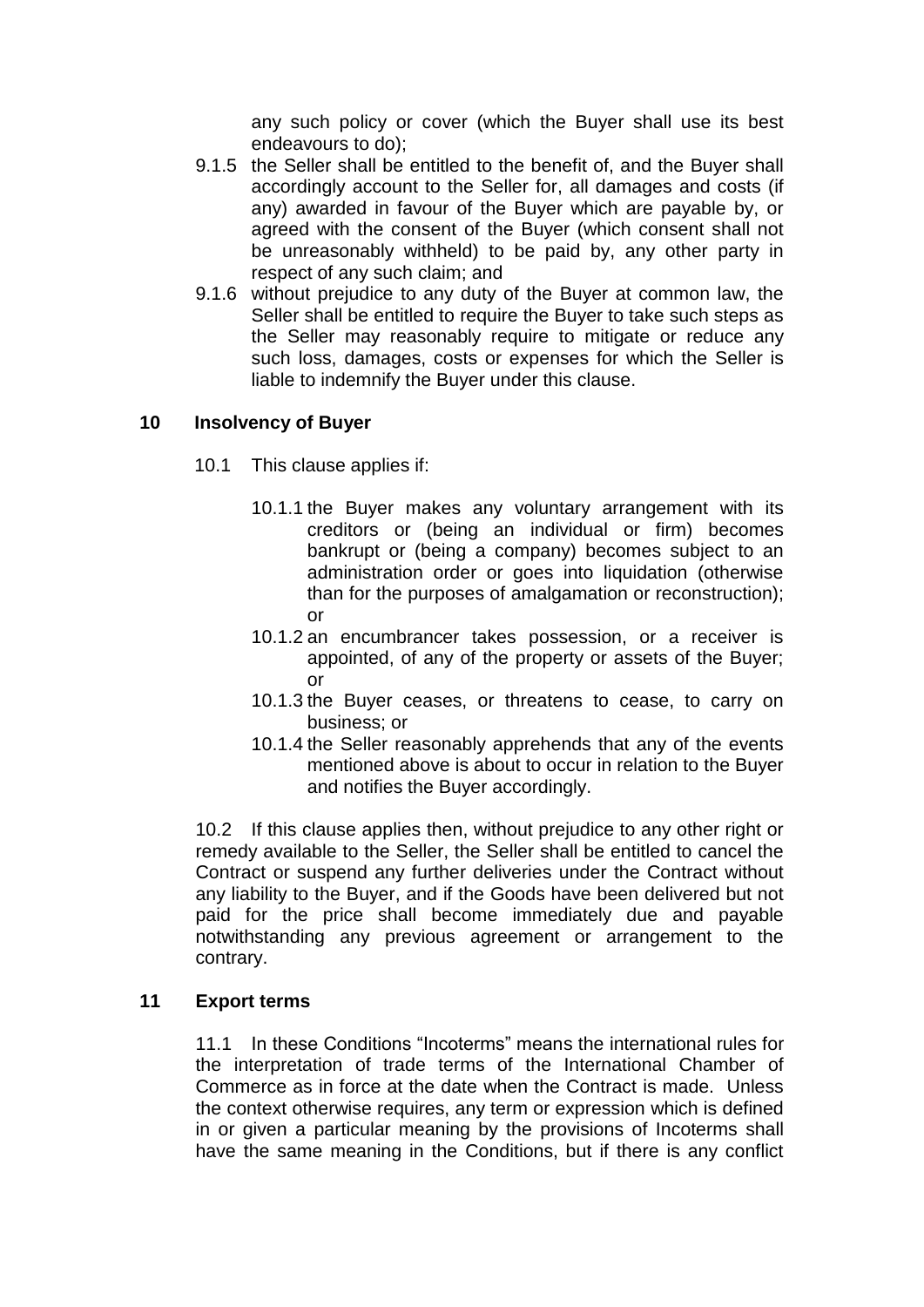any such policy or cover (which the Buyer shall use its best endeavours to do);

9.1.5 the Seller shall be entitled to the benefit of, and the Buyer shall accordingly account to the Seller for, all damages and costs (if any) awarded in favour of the Buyer which are payable by, or agreed with the consent of the Buyer (which consent shall not be unreasonably withheld) to be paid by, any other party in respect of any such claim; and

9.1.6 without prejudice to any duty of the Buyer at common law, the Seller shall be entitled to require the Buyer to take such steps as the Seller may reasonably require to mitigate or reduce any such loss, damages, costs or expenses for which the Seller is liable to indemnify the Buyer under this clause.

## 10 Insolvency of Buyer

10.1 This clause applies if:

10.1.1 the Buyer makes any voluntary arrangement with its creditors or (being an individual or firm) becomes bankrupt or (being a company) becomes subject to an administration order or goes into liquidation (otherwise than for the purposes of amalgamation or reconstruction); or

10.1.2 an encumbrancer takes possession, or a receiver is appointed, of any of the property or assets of the Buyer; or

10.1.3 the Buyer ceases, or threatens to cease, to carry on business; or

10.1.4 the Seller reasonably apprehends that any of the events mentioned above is about to occur in relation to the Buyer and notifies the Buyer accordingly.

10.2 If this clause applies then, without prejudice to any other right or remedy available to the Seller, the Seller shall be entitled to cancel the Contract or suspend any further deliveries under the Contract without any liability to the Buyer, and if the Goods have been delivered but not paid for the price shall become immediately due and payable notwithstanding any previous agreement or arrangement to the contrary.

## 11 Export terms

11.1 In these Conditions "Incoterms" means the international rules for the interpretation of trade terms of the International Chamber of Commerce as in force at the date when the Contract is made. Unless the context otherwise requires, any term or expression which is defined in or given a particular meaning by the provisions of Incoterms shall have the same meaning in the Conditions, but if there is any conflict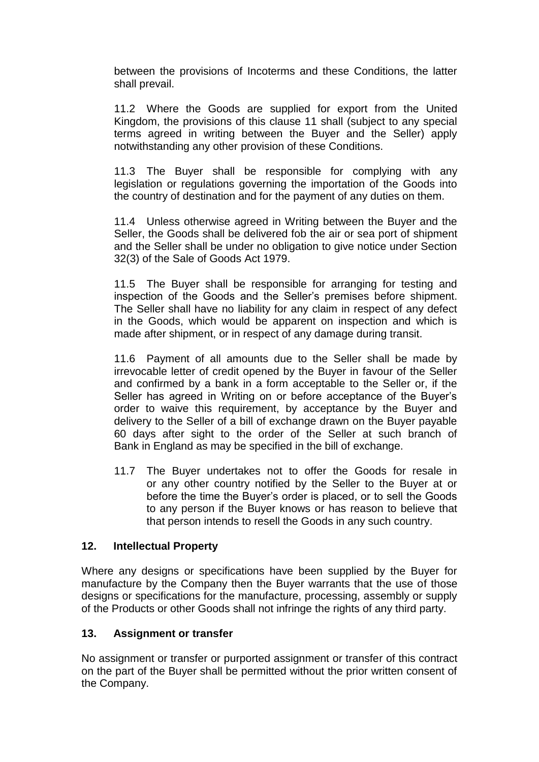between the provisions of Incoterms and these Conditions, the latter shall prevail.

11.2 Where the Goods are supplied for export from the United Kingdom, the provisions of this clause 11 shall (subject to any special terms agreed in writing between the Buyer and the Seller) apply notwithstanding any other provision of these Conditions.

11.3 The Buyer shall be responsible for complying with any legislation or regulations governing the importation of the Goods into the country of destination and for the payment of any duties on them.

11.4 Unless otherwise agreed in Writing between the Buyer and the Seller, the Goods shall be delivered fob the air or sea port of shipment and the Seller shall be under no obligation to give notice under Section 32(3) of the Sale of Goods Act 1979.

11.5 The Buyer shall be responsible for arranging for testing and inspection of the Goods and the Seller's premises before shipment. The Seller shall have no liability for any claim in respect of any defect in the Goods, which would be apparent on inspection and which is made after shipment, or in respect of any damage during transit.

11.6 Payment of all amounts due to the Seller shall be made by irrevocable letter of credit opened by the Buyer in favour of the Seller and confirmed by a bank in a form acceptable to the Seller or, if the Seller has agreed in Writing on or before acceptance of the Buyer's order to waive this requirement, by acceptance by the Buyer and delivery to the Seller of a bill of exchange drawn on the Buyer payable 60 days after sight to the order of the Seller at such branch of Bank in England as may be specified in the bill of exchange.

11.7 The Buyer undertakes not to offer the Goods for resale in or any other country notified by the Seller to the Buyer at or before the time the Buyer's order is placed, or to sell the Goods to any person if the Buyer knows or has reason to believe that that person intends to resell the Goods in any such country.

## 12. Intellectual Property

Where any designs or specifications have been supplied by the Buyer for manufacture by the Company then the Buyer warrants that the use of those designs or specifications for the manufacture, processing, assembly or supply of the Products or other Goods shall not infringe the rights of any third party.

## 13. Assignment or transfer

No assignment or transfer or purported assignment or transfer of this contract on the part of the Buyer shall be permitted without the prior written consent of the Company.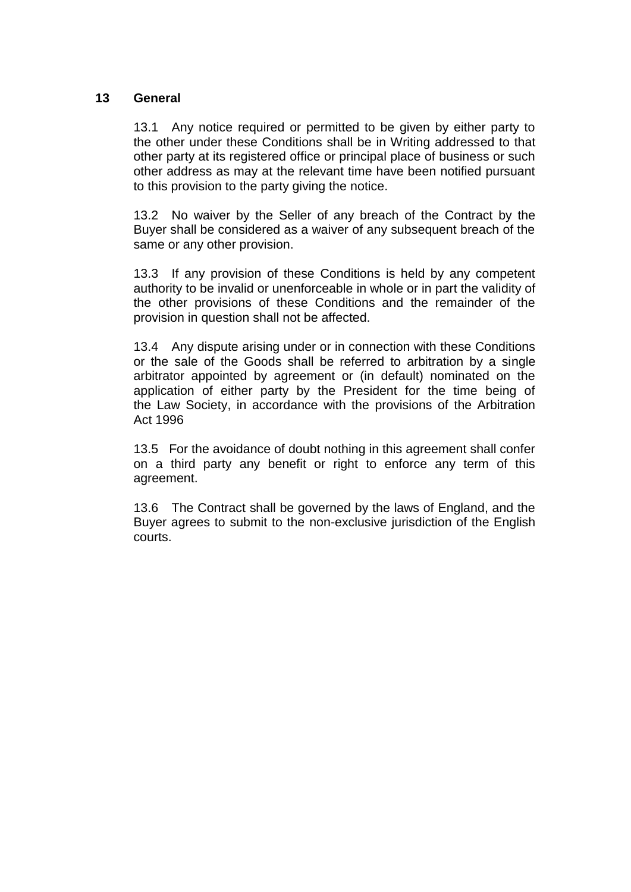## 13 General

13.1 Any notice required or permitted to be given by either party to the other under these Conditions shall be in Writing addressed to that other party at its registered office or principal place of business or such other address as may at the relevant time have been notified pursuant to this provision to the party giving the notice.

13.2 No waiver by the Seller of any breach of the Contract by the Buyer shall be considered as a waiver of any subsequent breach of the same or any other provision.

13.3 If any provision of these Conditions is held by any competent authority to be invalid or unenforceable in whole or in part the validity of the other provisions of these Conditions and the remainder of the provision in question shall not be affected.

13.4 Any dispute arising under or in connection with these Conditions or the sale of the Goods shall be referred to arbitration by a single arbitrator appointed by agreement or (in default) nominated on the application of either party by the President for the time being of the Law Society, in accordance with the provisions of the Arbitration Act 1996

13.5 For the avoidance of doubt nothing in this agreement shall confer on a third party any benefit or right to enforce any term of this agreement.

13.6 The Contract shall be governed by the laws of England, and the Buyer agrees to submit to the non-exclusive jurisdiction of the English courts.